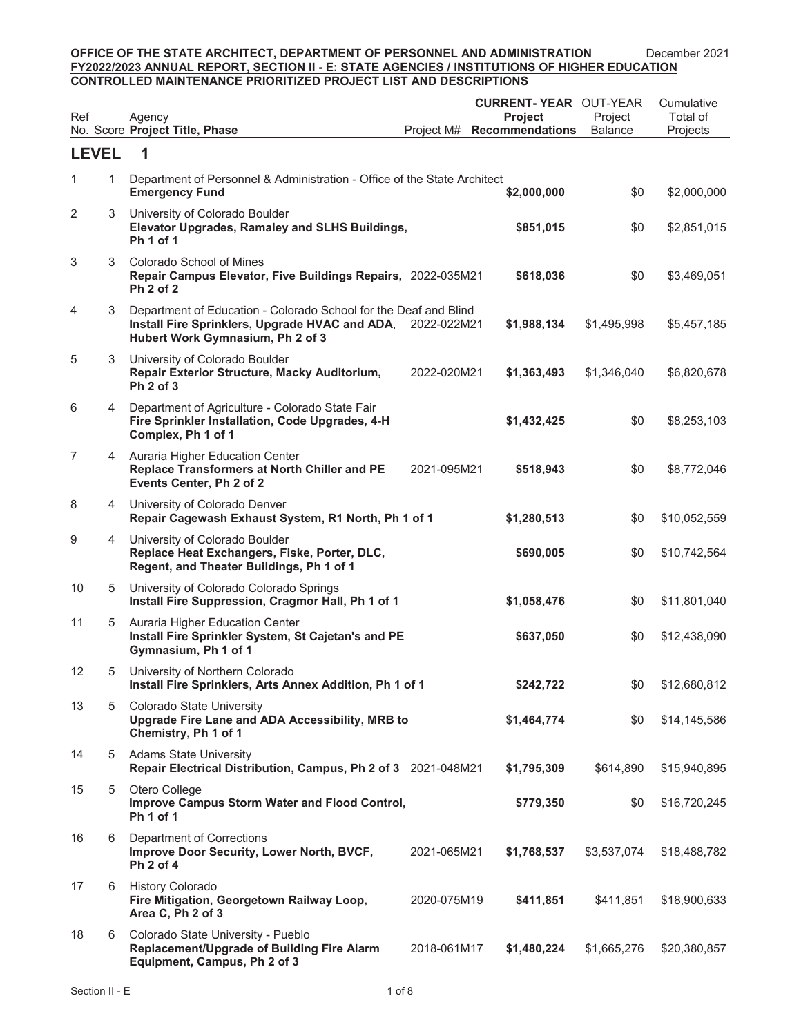**OFFICE OF THE STATE ARCHITECT, DEPARTMENT OF PERSONNEL AND ADMINISTRATION** December 2021

**FY2022/2023 ANNUAL REPORT, SECTION II - E: STATE AGENCIES / INSTITUTIONS OF HIGHER EDUCATION**

**CONTROLLED MAINTENANCE PRIORITIZED PROJECT LIST AND DESCRIPTIONS**

| Ref No. | Score | Agency / **Project Title, Phase** | Project M# | **CURRENT-YEAR Project Recommendations** | OUT-YEAR Project Balance | Cumulative Total of Projects |
|---|---|---|---|---|---|---|
| **LEVEL 1** | | | | | | |
| 1 | 1 | Department of Personnel & Administration - Office of the State Architect<br>**Emergency Fund** | | **$2,000,000** | $0 | $2,000,000 |
| 2 | 3 | University of Colorado Boulder<br>**Elevator Upgrades, Ramaley and SLHS Buildings, Ph 1 of 1** | | **$851,015** | $0 | $2,851,015 |
| 3 | 3 | Colorado School of Mines<br>**Repair Campus Elevator, Five Buildings Repairs, Ph 2 of 2** | 2022-035M21 | **$618,036** | $0 | $3,469,051 |
| 4 | 3 | Department of Education - Colorado School for the Deaf and Blind<br>**Install Fire Sprinklers, Upgrade HVAC and ADA, Hubert Work Gymnasium, Ph 2 of 3** | 2022-022M21 | **$1,988,134** | $1,495,998 | $5,457,185 |
| 5 | 3 | University of Colorado Boulder<br>**Repair Exterior Structure, Macky Auditorium, Ph 2 of 3** | 2022-020M21 | **$1,363,493** | $1,346,040 | $6,820,678 |
| 6 | 4 | Department of Agriculture - Colorado State Fair<br>**Fire Sprinkler Installation, Code Upgrades, 4-H Complex, Ph 1 of 1** | | **$1,432,425** | $0 | $8,253,103 |
| 7 | 4 | Auraria Higher Education Center<br>**Replace Transformers at North Chiller and PE Events Center, Ph 2 of 2** | 2021-095M21 | **$518,943** | $0 | $8,772,046 |
| 8 | 4 | University of Colorado Denver<br>**Repair Cagewash Exhaust System, R1 North, Ph 1 of 1** | | **$1,280,513** | $0 | $10,052,559 |
| 9 | 4 | University of Colorado Boulder<br>**Replace Heat Exchangers, Fiske, Porter, DLC, Regent, and Theater Buildings, Ph 1 of 1** | | **$690,005** | $0 | $10,742,564 |
| 10 | 5 | University of Colorado Colorado Springs<br>**Install Fire Suppression, Cragmor Hall, Ph 1 of 1** | | **$1,058,476** | $0 | $11,801,040 |
| 11 | 5 | Auraria Higher Education Center<br>**Install Fire Sprinkler System, St Cajetan's and PE Gymnasium, Ph 1 of 1** | | **$637,050** | $0 | $12,438,090 |
| 12 | 5 | University of Northern Colorado<br>**Install Fire Sprinklers, Arts Annex Addition, Ph 1 of 1** | | **$242,722** | $0 | $12,680,812 |
| 13 | 5 | Colorado State University<br>**Upgrade Fire Lane and ADA Accessibility, MRB to Chemistry, Ph 1 of 1** | | $**1,464,774** | $0 | $14,145,586 |
| 14 | 5 | Adams State University<br>**Repair Electrical Distribution, Campus, Ph 2 of 3** | 2021-048M21 | **$1,795,309** | $614,890 | $15,940,895 |
| 15 | 5 | Otero College<br>**Improve Campus Storm Water and Flood Control, Ph 1 of 1** | | **$779,350** | $0 | $16,720,245 |
| 16 | 6 | Department of Corrections<br>**Improve Door Security, Lower North, BVCF, Ph 2 of 4** | 2021-065M21 | **$1,768,537** | $3,537,074 | $18,488,782 |
| 17 | 6 | History Colorado<br>**Fire Mitigation, Georgetown Railway Loop, Area C, Ph 2 of 3** | 2020-075M19 | **$411,851** | $411,851 | $18,900,633 |
| 18 | 6 | Colorado State University - Pueblo<br>**Replacement/Upgrade of Building Fire Alarm Equipment, Campus, Ph 2 of 3** | 2018-061M17 | **$1,480,224** | $1,665,276 | $20,380,857 |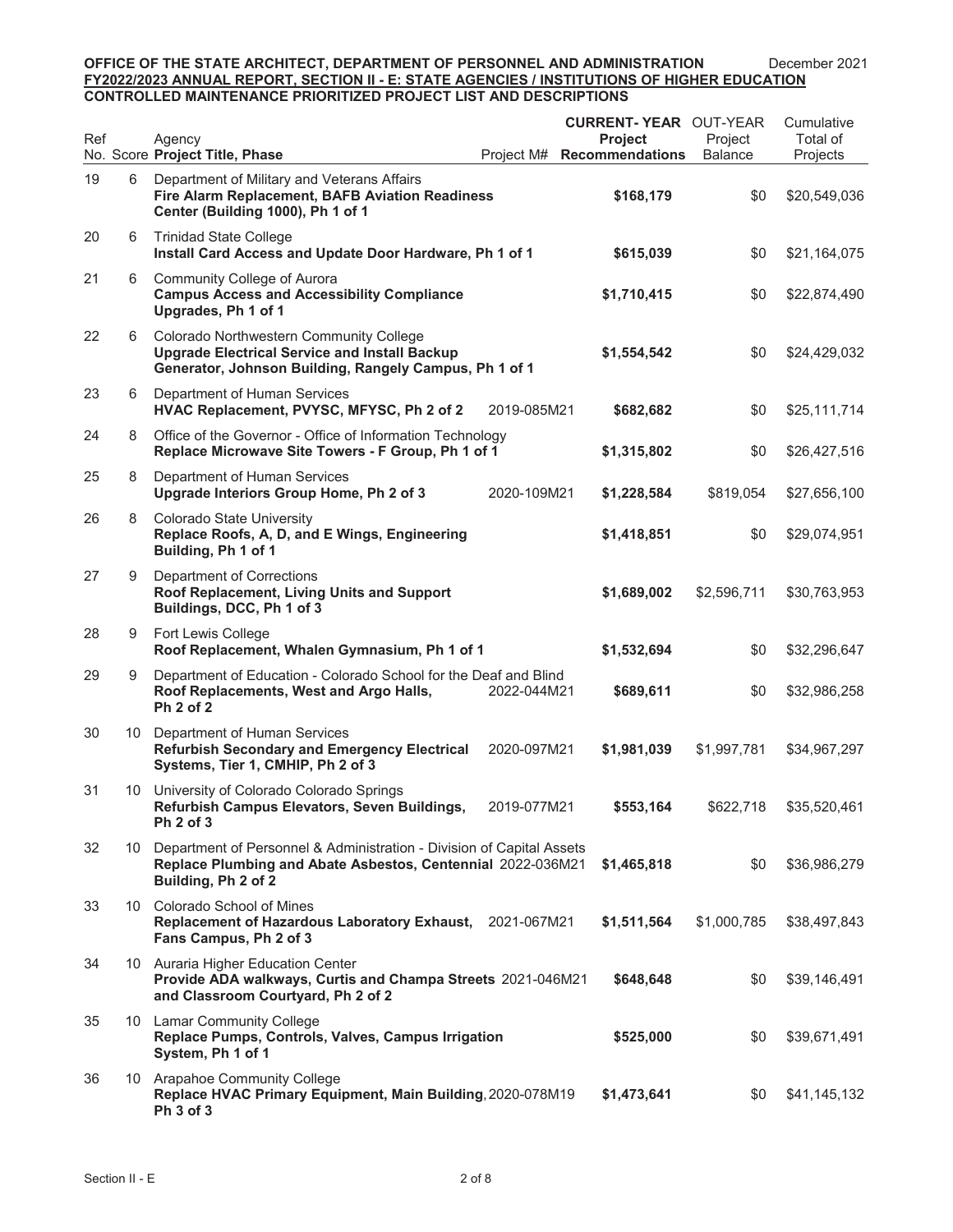**OFFICE OF THE STATE ARCHITECT, DEPARTMENT OF PERSONNEL AND ADMINISTRATION** December 2021
**FY2022/2023 ANNUAL REPORT, SECTION II - E: STATE AGENCIES / INSTITUTIONS OF HIGHER EDUCATION**
**CONTROLLED MAINTENANCE PRIORITIZED PROJECT LIST AND DESCRIPTIONS**

| Ref No. | Score | Agency<br>**Project Title, Phase** | Project M# | **CURRENT-YEAR Project Recommendations** | OUT-YEAR Project Balance | Cumulative Total of Projects |
|---|---|---|---|---|---|---|
| 19 | 6 | Department of Military and Veterans Affairs<br>**Fire Alarm Replacement, BAFB Aviation Readiness Center (Building 1000), Ph 1 of 1** | | **$168,179** | $0 | $20,549,036 |
| 20 | 6 | Trinidad State College<br>**Install Card Access and Update Door Hardware, Ph 1 of 1** | | **$615,039** | $0 | $21,164,075 |
| 21 | 6 | Community College of Aurora<br>**Campus Access and Accessibility Compliance Upgrades, Ph 1 of 1** | | **$1,710,415** | $0 | $22,874,490 |
| 22 | 6 | Colorado Northwestern Community College<br>**Upgrade Electrical Service and Install Backup Generator, Johnson Building, Rangely Campus, Ph 1 of 1** | | **$1,554,542** | $0 | $24,429,032 |
| 23 | 6 | Department of Human Services<br>**HVAC Replacement, PVYSC, MFYSC, Ph 2 of 2** | 2019-085M21 | **$682,682** | $0 | $25,111,714 |
| 24 | 8 | Office of the Governor - Office of Information Technology<br>**Replace Microwave Site Towers - F Group, Ph 1 of 1** | | **$1,315,802** | $0 | $26,427,516 |
| 25 | 8 | Department of Human Services<br>**Upgrade Interiors Group Home, Ph 2 of 3** | 2020-109M21 | **$1,228,584** | $819,054 | $27,656,100 |
| 26 | 8 | Colorado State University<br>**Replace Roofs, A, D, and E Wings, Engineering Building, Ph 1 of 1** | | **$1,418,851** | $0 | $29,074,951 |
| 27 | 9 | Department of Corrections<br>**Roof Replacement, Living Units and Support Buildings, DCC, Ph 1 of 3** | | **$1,689,002** | $2,596,711 | $30,763,953 |
| 28 | 9 | Fort Lewis College<br>**Roof Replacement, Whalen Gymnasium, Ph 1 of 1** | | **$1,532,694** | $0 | $32,296,647 |
| 29 | 9 | Department of Education - Colorado School for the Deaf and Blind<br>**Roof Replacements, West and Argo Halls, Ph 2 of 2** | 2022-044M21 | **$689,611** | $0 | $32,986,258 |
| 30 | 10 | Department of Human Services<br>**Refurbish Secondary and Emergency Electrical Systems, Tier 1, CMHIP, Ph 2 of 3** | 2020-097M21 | **$1,981,039** | $1,997,781 | $34,967,297 |
| 31 | 10 | University of Colorado Colorado Springs<br>**Refurbish Campus Elevators, Seven Buildings, Ph 2 of 3** | 2019-077M21 | **$553,164** | $622,718 | $35,520,461 |
| 32 | 10 | Department of Personnel & Administration - Division of Capital Assets<br>**Replace Plumbing and Abate Asbestos, Centennial Building, Ph 2 of 2** | 2022-036M21 | **$1,465,818** | $0 | $36,986,279 |
| 33 | 10 | Colorado School of Mines<br>**Replacement of Hazardous Laboratory Exhaust, Fans Campus, Ph 2 of 3** | 2021-067M21 | **$1,511,564** | $1,000,785 | $38,497,843 |
| 34 | 10 | Auraria Higher Education Center<br>**Provide ADA walkways, Curtis and Champa Streets and Classroom Courtyard, Ph 2 of 2** | 2021-046M21 | **$648,648** | $0 | $39,146,491 |
| 35 | 10 | Lamar Community College<br>**Replace Pumps, Controls, Valves, Campus Irrigation System, Ph 1 of 1** | | **$525,000** | $0 | $39,671,491 |
| 36 | 10 | Arapahoe Community College<br>**Replace HVAC Primary Equipment, Main Building, Ph 3 of 3** | 2020-078M19 | **$1,473,641** | $0 | $41,145,132 |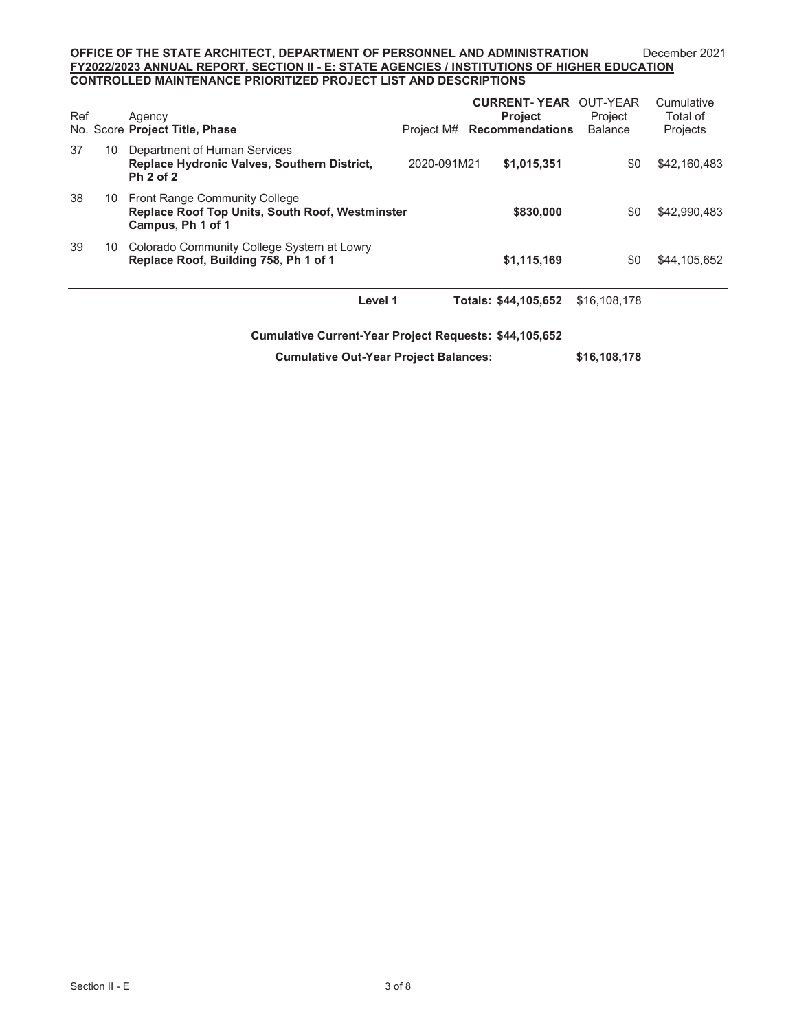**OFFICE OF THE STATE ARCHITECT, DEPARTMENT OF PERSONNEL AND ADMINISTRATION** December 2021
**FY2022/2023 ANNUAL REPORT, SECTION II - E: STATE AGENCIES / INSTITUTIONS OF HIGHER EDUCATION**
**CONTROLLED MAINTENANCE PRIORITIZED PROJECT LIST AND DESCRIPTIONS**

| Ref No. | Score | Agency / **Project Title, Phase** | Project M# | **CURRENT- YEAR Project Recommendations** | OUT-YEAR Project Balance | Cumulative Total of Projects |
|---|---|---|---|---|---|---|
| 37 | 10 | Department of Human Services **Replace Hydronic Valves, Southern District, Ph 2 of 2** | 2020-091M21 | **$1,015,351** | $0 | $42,160,483 |
| 38 | 10 | Front Range Community College **Replace Roof Top Units, South Roof, Westminster Campus, Ph 1 of 1** | | **$830,000** | $0 | $42,990,483 |
| 39 | 10 | Colorado Community College System at Lowry **Replace Roof, Building 758, Ph 1 of 1** | | **$1,115,169** | $0 | $44,105,652 |
| | | **Level 1** | | **Totals: $44,105,652** | $16,108,178 | |

**Cumulative Current-Year Project Requests: $44,105,652**

**Cumulative Out-Year Project Balances: $16,108,178**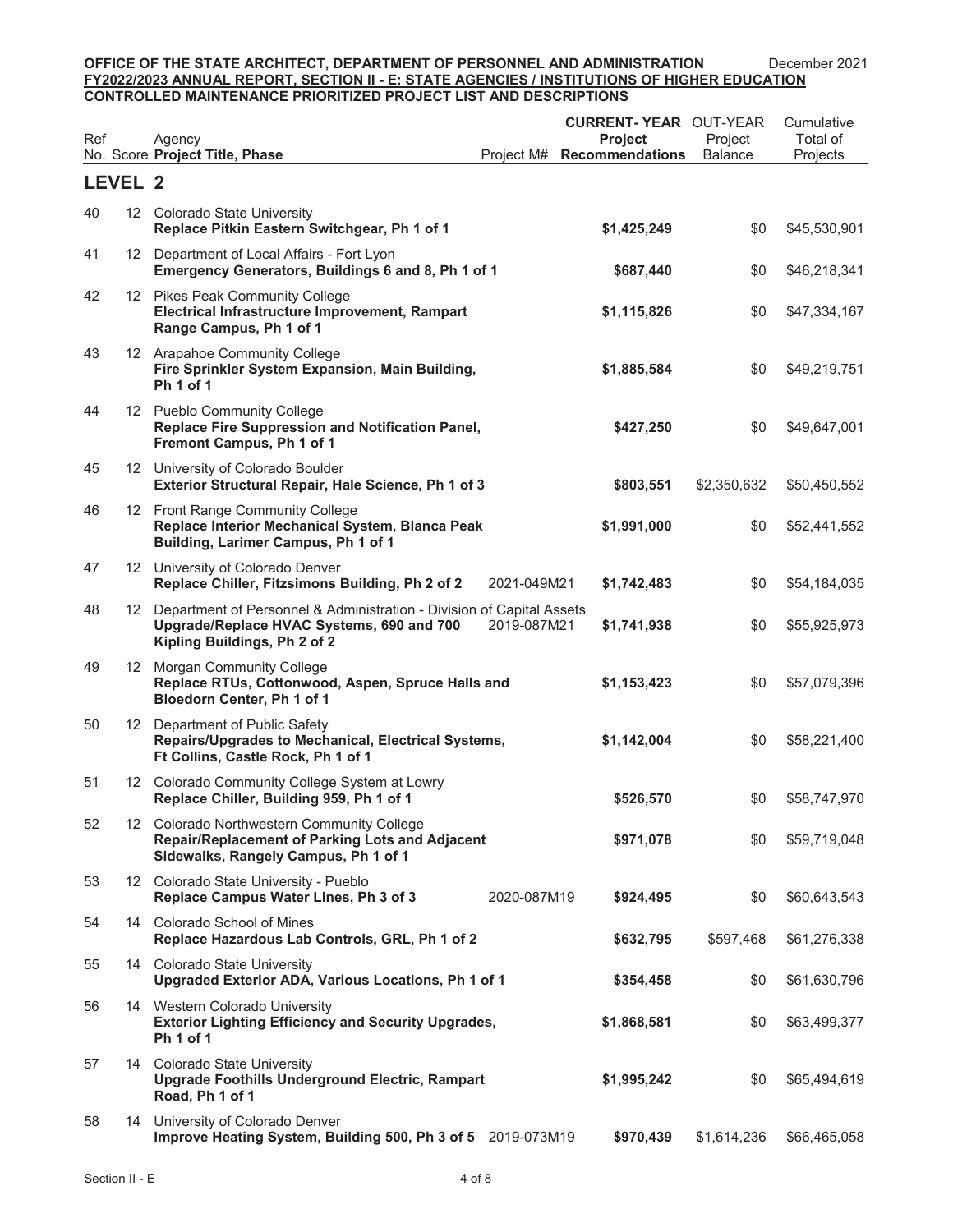**OFFICE OF THE STATE ARCHITECT, DEPARTMENT OF PERSONNEL AND ADMINISTRATION** December 2021
**FY2022/2023 ANNUAL REPORT, SECTION II - E: STATE AGENCIES / INSTITUTIONS OF HIGHER EDUCATION**
**CONTROLLED MAINTENANCE PRIORITIZED PROJECT LIST AND DESCRIPTIONS**

| Ref No. | Score | Agency / **Project Title, Phase** | Project M# | **CURRENT-YEAR Project Recommendations** | OUT-YEAR Project Balance | Cumulative Total of Projects |
|---|---|---|---|---|---|---|
| **LEVEL 2** | | | | | | |
| 40 | 12 | Colorado State University<br>**Replace Pitkin Eastern Switchgear, Ph 1 of 1** | | **$1,425,249** | $0 | $45,530,901 |
| 41 | 12 | Department of Local Affairs - Fort Lyon<br>**Emergency Generators, Buildings 6 and 8, Ph 1 of 1** | | **$687,440** | $0 | $46,218,341 |
| 42 | 12 | Pikes Peak Community College<br>**Electrical Infrastructure Improvement, Rampart Range Campus, Ph 1 of 1** | | **$1,115,826** | $0 | $47,334,167 |
| 43 | 12 | Arapahoe Community College<br>**Fire Sprinkler System Expansion, Main Building, Ph 1 of 1** | | **$1,885,584** | $0 | $49,219,751 |
| 44 | 12 | Pueblo Community College<br>**Replace Fire Suppression and Notification Panel, Fremont Campus, Ph 1 of 1** | | **$427,250** | $0 | $49,647,001 |
| 45 | 12 | University of Colorado Boulder<br>**Exterior Structural Repair, Hale Science, Ph 1 of 3** | | **$803,551** | $2,350,632 | $50,450,552 |
| 46 | 12 | Front Range Community College<br>**Replace Interior Mechanical System, Blanca Peak Building, Larimer Campus, Ph 1 of 1** | | **$1,991,000** | $0 | $52,441,552 |
| 47 | 12 | University of Colorado Denver<br>**Replace Chiller, Fitzsimons Building, Ph 2 of 2** | 2021-049M21 | **$1,742,483** | $0 | $54,184,035 |
| 48 | 12 | Department of Personnel & Administration - Division of Capital Assets<br>**Upgrade/Replace HVAC Systems, 690 and 700 Kipling Buildings, Ph 2 of 2** | 2019-087M21 | **$1,741,938** | $0 | $55,925,973 |
| 49 | 12 | Morgan Community College<br>**Replace RTUs, Cottonwood, Aspen, Spruce Halls and Bloedorn Center, Ph 1 of 1** | | **$1,153,423** | $0 | $57,079,396 |
| 50 | 12 | Department of Public Safety<br>**Repairs/Upgrades to Mechanical, Electrical Systems, Ft Collins, Castle Rock, Ph 1 of 1** | | **$1,142,004** | $0 | $58,221,400 |
| 51 | 12 | Colorado Community College System at Lowry<br>**Replace Chiller, Building 959, Ph 1 of 1** | | **$526,570** | $0 | $58,747,970 |
| 52 | 12 | Colorado Northwestern Community College<br>**Repair/Replacement of Parking Lots and Adjacent Sidewalks, Rangely Campus, Ph 1 of 1** | | **$971,078** | $0 | $59,719,048 |
| 53 | 12 | Colorado State University - Pueblo<br>**Replace Campus Water Lines, Ph 3 of 3** | 2020-087M19 | **$924,495** | $0 | $60,643,543 |
| 54 | 14 | Colorado School of Mines<br>**Replace Hazardous Lab Controls, GRL, Ph 1 of 2** | | **$632,795** | $597,468 | $61,276,338 |
| 55 | 14 | Colorado State University<br>**Upgraded Exterior ADA, Various Locations, Ph 1 of 1** | | **$354,458** | $0 | $61,630,796 |
| 56 | 14 | Western Colorado University<br>**Exterior Lighting Efficiency and Security Upgrades, Ph 1 of 1** | | **$1,868,581** | $0 | $63,499,377 |
| 57 | 14 | Colorado State University<br>**Upgrade Foothills Underground Electric, Rampart Road, Ph 1 of 1** | | **$1,995,242** | $0 | $65,494,619 |
| 58 | 14 | University of Colorado Denver<br>**Improve Heating System, Building 500, Ph 3 of 5** | 2019-073M19 | **$970,439** | $1,614,236 | $66,465,058 |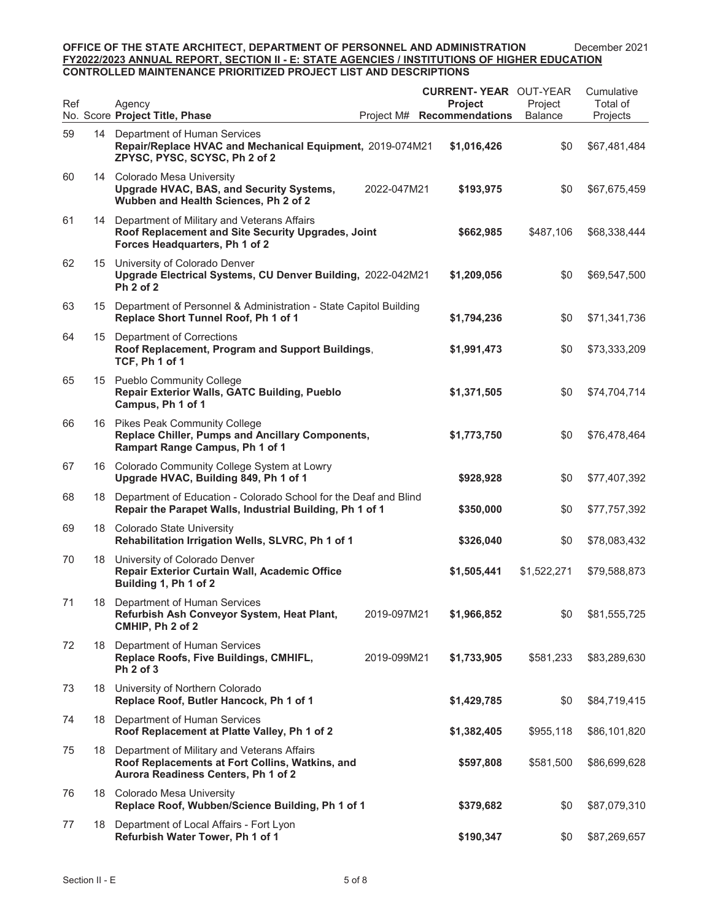**OFFICE OF THE STATE ARCHITECT, DEPARTMENT OF PERSONNEL AND ADMINISTRATION** — December 2021

**FY2022/2023 ANNUAL REPORT, SECTION II - E: STATE AGENCIES / INSTITUTIONS OF HIGHER EDUCATION**

**CONTROLLED MAINTENANCE PRIORITIZED PROJECT LIST AND DESCRIPTIONS**

| Ref No. | Score | Agency / **Project Title, Phase** | Project M# | **CURRENT-YEAR Project Recommendations** | OUT-YEAR Project Balance | Cumulative Total of Projects |
|---|---|---|---|---|---|---|
| 59 | 14 | Department of Human Services<br>**Repair/Replace HVAC and Mechanical Equipment, ZPYSC, PYSC, SCYSC, Ph 2 of 2** | 2019-074M21 | **$1,016,426** | $0 | $67,481,484 |
| 60 | 14 | Colorado Mesa University<br>**Upgrade HVAC, BAS, and Security Systems, Wubben and Health Sciences, Ph 2 of 2** | 2022-047M21 | **$193,975** | $0 | $67,675,459 |
| 61 | 14 | Department of Military and Veterans Affairs<br>**Roof Replacement and Site Security Upgrades, Joint Forces Headquarters, Ph 1 of 2** | | **$662,985** | $487,106 | $68,338,444 |
| 62 | 15 | University of Colorado Denver<br>**Upgrade Electrical Systems, CU Denver Building, Ph 2 of 2** | 2022-042M21 | **$1,209,056** | $0 | $69,547,500 |
| 63 | 15 | Department of Personnel & Administration - State Capitol Building<br>**Replace Short Tunnel Roof, Ph 1 of 1** | | **$1,794,236** | $0 | $71,341,736 |
| 64 | 15 | Department of Corrections<br>**Roof Replacement, Program and Support Buildings, TCF, Ph 1 of 1** | | **$1,991,473** | $0 | $73,333,209 |
| 65 | 15 | Pueblo Community College<br>**Repair Exterior Walls, GATC Building, Pueblo Campus, Ph 1 of 1** | | **$1,371,505** | $0 | $74,704,714 |
| 66 | 16 | Pikes Peak Community College<br>**Replace Chiller, Pumps and Ancillary Components, Rampart Range Campus, Ph 1 of 1** | | **$1,773,750** | $0 | $76,478,464 |
| 67 | 16 | Colorado Community College System at Lowry<br>**Upgrade HVAC, Building 849, Ph 1 of 1** | | **$928,928** | $0 | $77,407,392 |
| 68 | 18 | Department of Education - Colorado School for the Deaf and Blind<br>**Repair the Parapet Walls, Industrial Building, Ph 1 of 1** | | **$350,000** | $0 | $77,757,392 |
| 69 | 18 | Colorado State University<br>**Rehabilitation Irrigation Wells, SLVRC, Ph 1 of 1** | | **$326,040** | $0 | $78,083,432 |
| 70 | 18 | University of Colorado Denver<br>**Repair Exterior Curtain Wall, Academic Office Building 1, Ph 1 of 2** | | **$1,505,441** | $1,522,271 | $79,588,873 |
| 71 | 18 | Department of Human Services<br>**Refurbish Ash Conveyor System, Heat Plant, CMHIP, Ph 2 of 2** | 2019-097M21 | **$1,966,852** | $0 | $81,555,725 |
| 72 | 18 | Department of Human Services<br>**Replace Roofs, Five Buildings, CMHIFL, Ph 2 of 3** | 2019-099M21 | **$1,733,905** | $581,233 | $83,289,630 |
| 73 | 18 | University of Northern Colorado<br>**Replace Roof, Butler Hancock, Ph 1 of 1** | | **$1,429,785** | $0 | $84,719,415 |
| 74 | 18 | Department of Human Services<br>**Roof Replacement at Platte Valley, Ph 1 of 2** | | **$1,382,405** | $955,118 | $86,101,820 |
| 75 | 18 | Department of Military and Veterans Affairs<br>**Roof Replacements at Fort Collins, Watkins, and Aurora Readiness Centers, Ph 1 of 2** | | **$597,808** | $581,500 | $86,699,628 |
| 76 | 18 | Colorado Mesa University<br>**Replace Roof, Wubben/Science Building, Ph 1 of 1** | | **$379,682** | $0 | $87,079,310 |
| 77 | 18 | Department of Local Affairs - Fort Lyon<br>**Refurbish Water Tower, Ph 1 of 1** | | **$190,347** | $0 | $87,269,657 |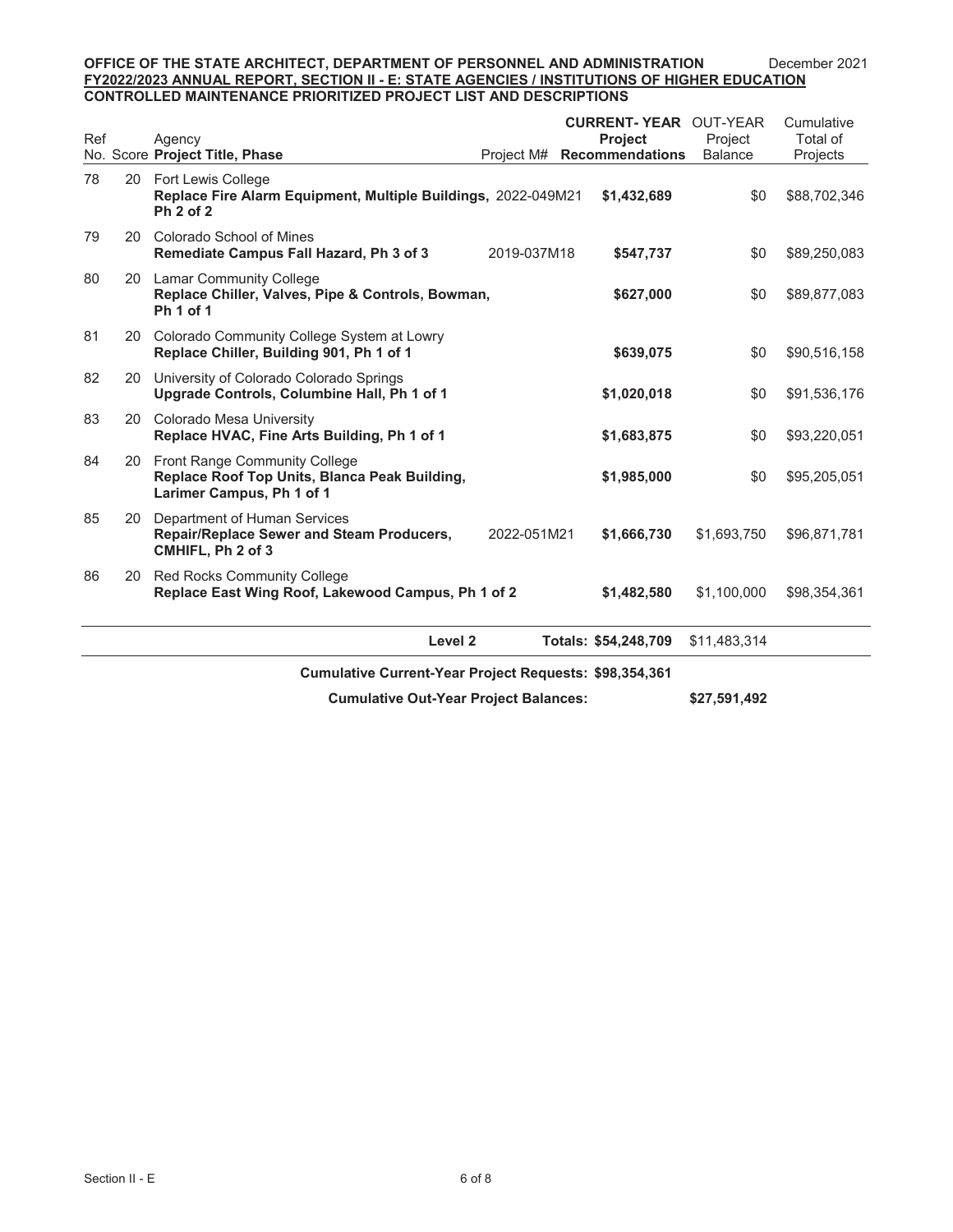**OFFICE OF THE STATE ARCHITECT, DEPARTMENT OF PERSONNEL AND ADMINISTRATION** December 2021

**FY2022/2023 ANNUAL REPORT, SECTION II - E: STATE AGENCIES / INSTITUTIONS OF HIGHER EDUCATION**

**CONTROLLED MAINTENANCE PRIORITIZED PROJECT LIST AND DESCRIPTIONS**

| Ref No. | Score | Agency / **Project Title, Phase** | Project M# | **CURRENT-YEAR Project Recommendations** | OUT-YEAR Project Balance | Cumulative Total of Projects |
|---|---|---|---|---|---|---|
| 78 | 20 | Fort Lewis College **Replace Fire Alarm Equipment, Multiple Buildings, Ph 2 of 2** | 2022-049M21 | **$1,432,689** | $0 | $88,702,346 |
| 79 | 20 | Colorado School of Mines **Remediate Campus Fall Hazard, Ph 3 of 3** | 2019-037M18 | **$547,737** | $0 | $89,250,083 |
| 80 | 20 | Lamar Community College **Replace Chiller, Valves, Pipe & Controls, Bowman, Ph 1 of 1** | | **$627,000** | $0 | $89,877,083 |
| 81 | 20 | Colorado Community College System at Lowry **Replace Chiller, Building 901, Ph 1 of 1** | | **$639,075** | $0 | $90,516,158 |
| 82 | 20 | University of Colorado Colorado Springs **Upgrade Controls, Columbine Hall, Ph 1 of 1** | | **$1,020,018** | $0 | $91,536,176 |
| 83 | 20 | Colorado Mesa University **Replace HVAC, Fine Arts Building, Ph 1 of 1** | | **$1,683,875** | $0 | $93,220,051 |
| 84 | 20 | Front Range Community College **Replace Roof Top Units, Blanca Peak Building, Larimer Campus, Ph 1 of 1** | | **$1,985,000** | $0 | $95,205,051 |
| 85 | 20 | Department of Human Services **Repair/Replace Sewer and Steam Producers, CMHIFL, Ph 2 of 3** | 2022-051M21 | **$1,666,730** | $1,693,750 | $96,871,781 |
| 86 | 20 | Red Rocks Community College **Replace East Wing Roof, Lakewood Campus, Ph 1 of 2** | | **$1,482,580** | $1,100,000 | $98,354,361 |
| | | **Level 2** | | **Totals: $54,248,709** | $11,483,314 | |

**Cumulative Current-Year Project Requests: $98,354,361**

**Cumulative Out-Year Project Balances: $27,591,492**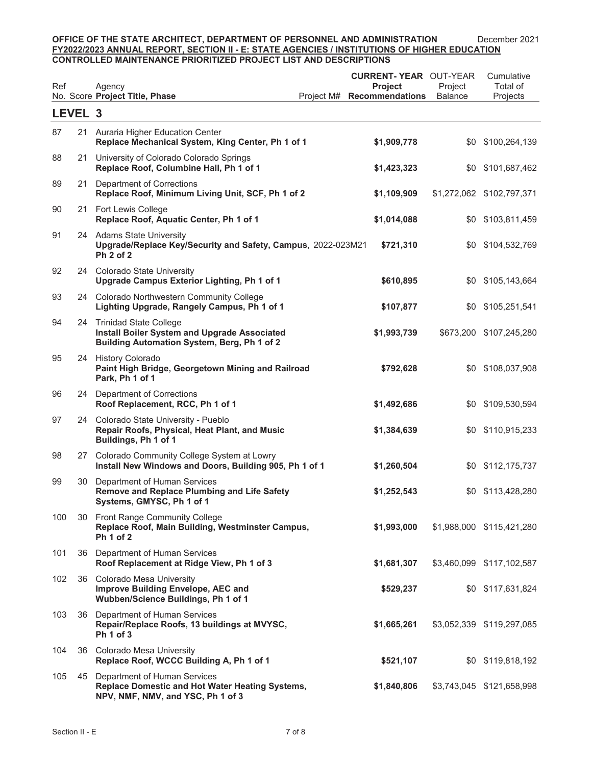**OFFICE OF THE STATE ARCHITECT, DEPARTMENT OF PERSONNEL AND ADMINISTRATION** December 2021
**FY2022/2023 ANNUAL REPORT, SECTION II - E: STATE AGENCIES / INSTITUTIONS OF HIGHER EDUCATION**
**CONTROLLED MAINTENANCE PRIORITIZED PROJECT LIST AND DESCRIPTIONS**

## LEVEL 3

| Ref No. | Score | Agency / **Project Title, Phase** | Project M# | **CURRENT-YEAR Project Recommendations** | OUT-YEAR Project Balance | Cumulative Total of Projects |
|---|---|---|---|---|---|---|
| 87 | 21 | Auraria Higher Education Center<br>**Replace Mechanical System, King Center, Ph 1 of 1** | | **$1,909,778** | $0 | $100,264,139 |
| 88 | 21 | University of Colorado Colorado Springs<br>**Replace Roof, Columbine Hall, Ph 1 of 1** | | **$1,423,323** | $0 | $101,687,462 |
| 89 | 21 | Department of Corrections<br>**Replace Roof, Minimum Living Unit, SCF, Ph 1 of 2** | | **$1,109,909** | $1,272,062 | $102,797,371 |
| 90 | 21 | Fort Lewis College<br>**Replace Roof, Aquatic Center, Ph 1 of 1** | | **$1,014,088** | $0 | $103,811,459 |
| 91 | 24 | Adams State University<br>**Upgrade/Replace Key/Security and Safety, Campus, Ph 2 of 2** | 2022-023M21 | **$721,310** | $0 | $104,532,769 |
| 92 | 24 | Colorado State University<br>**Upgrade Campus Exterior Lighting, Ph 1 of 1** | | **$610,895** | $0 | $105,143,664 |
| 93 | 24 | Colorado Northwestern Community College<br>**Lighting Upgrade, Rangely Campus, Ph 1 of 1** | | **$107,877** | $0 | $105,251,541 |
| 94 | 24 | Trinidad State College<br>**Install Boiler System and Upgrade Associated Building Automation System, Berg, Ph 1 of 2** | | **$1,993,739** | $673,200 | $107,245,280 |
| 95 | 24 | History Colorado<br>**Paint High Bridge, Georgetown Mining and Railroad Park, Ph 1 of 1** | | **$792,628** | $0 | $108,037,908 |
| 96 | 24 | Department of Corrections<br>**Roof Replacement, RCC, Ph 1 of 1** | | **$1,492,686** | $0 | $109,530,594 |
| 97 | 24 | Colorado State University - Pueblo<br>**Repair Roofs, Physical, Heat Plant, and Music Buildings, Ph 1 of 1** | | **$1,384,639** | $0 | $110,915,233 |
| 98 | 27 | Colorado Community College System at Lowry<br>**Install New Windows and Doors, Building 905, Ph 1 of 1** | | **$1,260,504** | $0 | $112,175,737 |
| 99 | 30 | Department of Human Services<br>**Remove and Replace Plumbing and Life Safety Systems, GMYSC, Ph 1 of 1** | | **$1,252,543** | $0 | $113,428,280 |
| 100 | 30 | Front Range Community College<br>**Replace Roof, Main Building, Westminster Campus, Ph 1 of 2** | | **$1,993,000** | $1,988,000 | $115,421,280 |
| 101 | 36 | Department of Human Services<br>**Roof Replacement at Ridge View, Ph 1 of 3** | | **$1,681,307** | $3,460,099 | $117,102,587 |
| 102 | 36 | Colorado Mesa University<br>**Improve Building Envelope, AEC and Wubben/Science Buildings, Ph 1 of 1** | | **$529,237** | $0 | $117,631,824 |
| 103 | 36 | Department of Human Services<br>**Repair/Replace Roofs, 13 buildings at MVYSC, Ph 1 of 3** | | **$1,665,261** | $3,052,339 | $119,297,085 |
| 104 | 36 | Colorado Mesa University<br>**Replace Roof, WCCC Building A, Ph 1 of 1** | | **$521,107** | $0 | $119,818,192 |
| 105 | 45 | Department of Human Services<br>**Replace Domestic and Hot Water Heating Systems, NPV, NMF, NMV, and YSC, Ph 1 of 3** | | **$1,840,806** | $3,743,045 | $121,658,998 |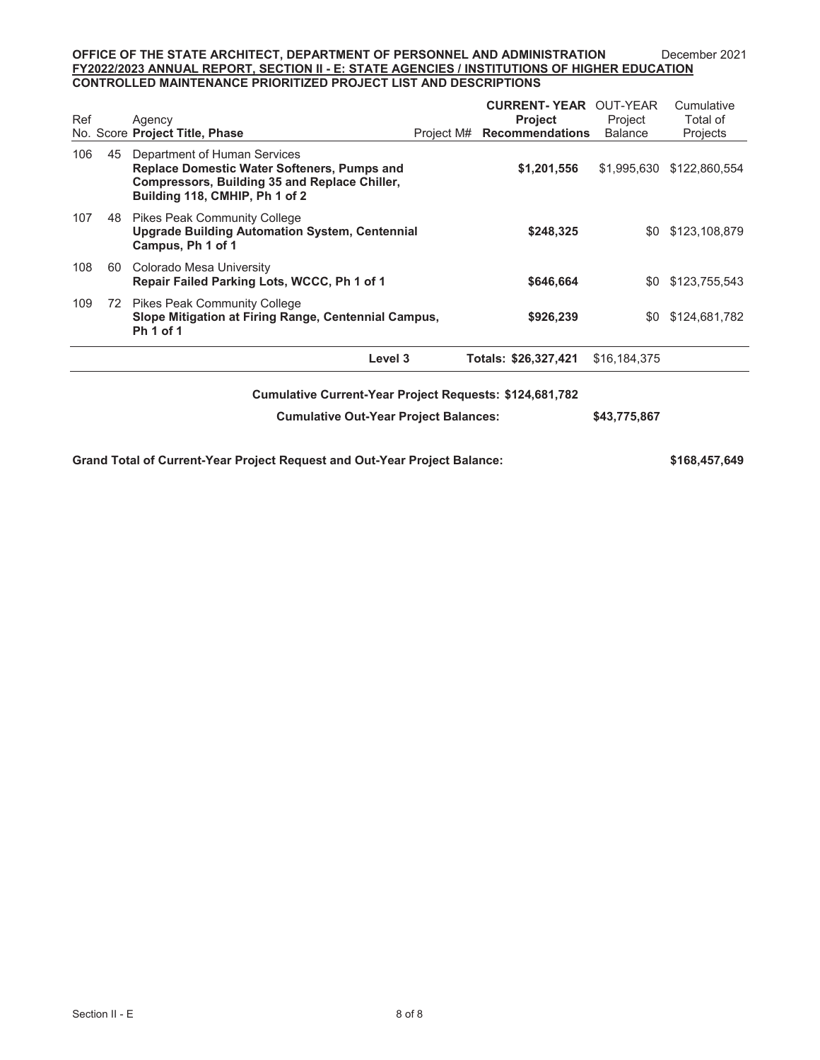**OFFICE OF THE STATE ARCHITECT, DEPARTMENT OF PERSONNEL AND ADMINISTRATION** December 2021
**FY2022/2023 ANNUAL REPORT, SECTION II - E: STATE AGENCIES / INSTITUTIONS OF HIGHER EDUCATION**
**CONTROLLED MAINTENANCE PRIORITIZED PROJECT LIST AND DESCRIPTIONS**

| Ref No. | Score | Agency / **Project Title, Phase** | Project M# | **CURRENT- YEAR Project Recommendations** | OUT-YEAR Project Balance | Cumulative Total of Projects |
|---|---|---|---|---|---|---|
| 106 | 45 | Department of Human Services **Replace Domestic Water Softeners, Pumps and Compressors, Building 35 and Replace Chiller, Building 118, CMHIP, Ph 1 of 2** | | **$1,201,556** | $1,995,630 | $122,860,554 |
| 107 | 48 | Pikes Peak Community College **Upgrade Building Automation System, Centennial Campus, Ph 1 of 1** | | **$248,325** | $0 | $123,108,879 |
| 108 | 60 | Colorado Mesa University **Repair Failed Parking Lots, WCCC, Ph 1 of 1** | | **$646,664** | $0 | $123,755,543 |
| 109 | 72 | Pikes Peak Community College **Slope Mitigation at Firing Range, Centennial Campus, Ph 1 of 1** | | **$926,239** | $0 | $124,681,782 |
| | | | **Level 3** | **Totals: $26,327,421** | $16,184,375 | |

**Cumulative Current-Year Project Requests: $124,681,782**

**Cumulative Out-Year Project Balances: $43,775,867**

**Grand Total of Current-Year Project Request and Out-Year Project Balance: $168,457,649**